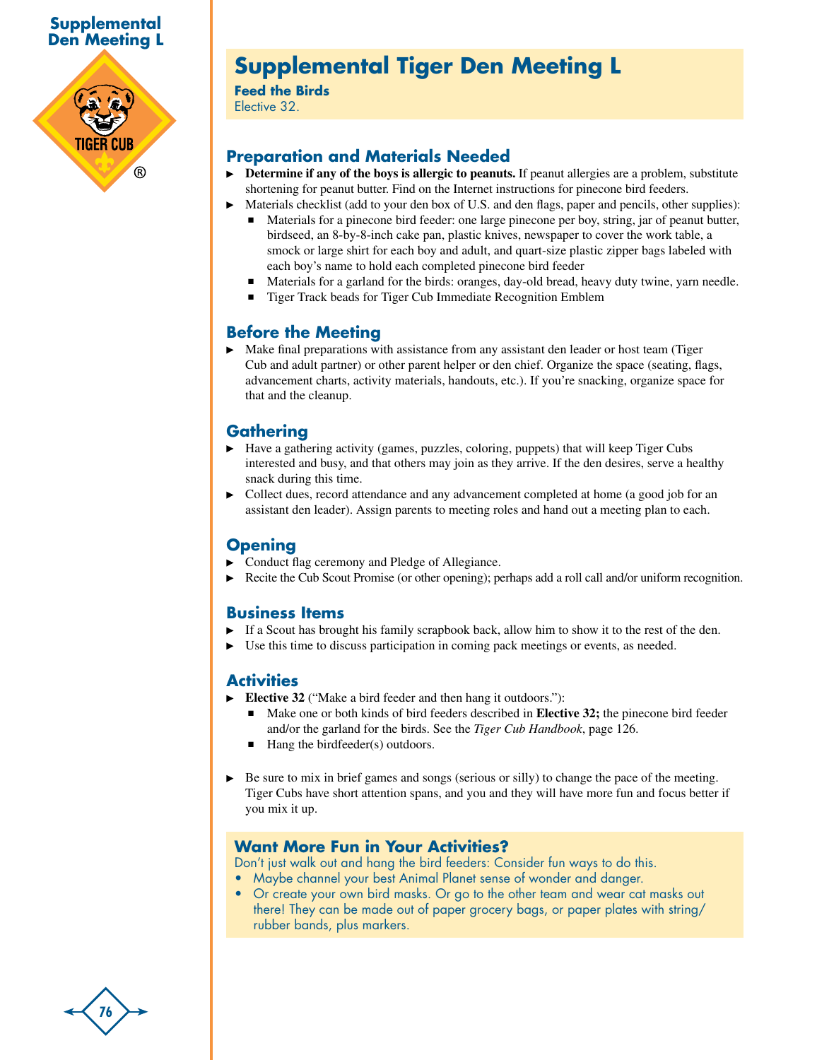# Supplemental Tiger Den Meeting L

**Feed the Birds**

Elective 32.

## Preparation and Materials Needed

- **Determine if any of the boys is allergic to peanuts.** If peanut allergies are a problem, substitute shortening for peanut butter. Find on the Internet instructions for pinecone bird feeders.
- Materials checklist (add to your den box of U.S. and den flags, paper and pencils, other supplies):
  - Materials for a pinecone bird feeder: one large pinecone per boy, string, jar of peanut butter, birdseed, an 8-by-8-inch cake pan, plastic knives, newspaper to cover the work table, a smock or large shirt for each boy and adult, and quart-size plastic zipper bags labeled with each boy's name to hold each completed pinecone bird feeder
  - Materials for a garland for the birds: oranges, day-old bread, heavy duty twine, yarn needle.
  - Tiger Track beads for Tiger Cub Immediate Recognition Emblem

## Before the Meeting

- Make final preparations with assistance from any assistant den leader or host team (Tiger Cub and adult partner) or other parent helper or den chief. Organize the space (seating, flags, advancement charts, activity materials, handouts, etc.). If you're snacking, organize space for that and the cleanup.

## Gathering

- Have a gathering activity (games, puzzles, coloring, puppets) that will keep Tiger Cubs interested and busy, and that others may join as they arrive. If the den desires, serve a healthy snack during this time.
- Collect dues, record attendance and any advancement completed at home (a good job for an assistant den leader). Assign parents to meeting roles and hand out a meeting plan to each.

## Opening

- Conduct flag ceremony and Pledge of Allegiance.
- Recite the Cub Scout Promise (or other opening); perhaps add a roll call and/or uniform recognition.

## Business Items

- If a Scout has brought his family scrapbook back, allow him to show it to the rest of the den.
- Use this time to discuss participation in coming pack meetings or events, as needed.

## Activities

- **Elective 32** ("Make a bird feeder and then hang it outdoors."):
  - Make one or both kinds of bird feeders described in **Elective 32;** the pinecone bird feeder and/or the garland for the birds. See the *Tiger Cub Handbook*, page 126.
  - Hang the birdfeeder(s) outdoors.
- Be sure to mix in brief games and songs (serious or silly) to change the pace of the meeting. Tiger Cubs have short attention spans, and you and they will have more fun and focus better if you mix it up.

## Want More Fun in Your Activities?

Don't just walk out and hang the bird feeders: Consider fun ways to do this.

- Maybe channel your best Animal Planet sense of wonder and danger.
- Or create your own bird masks. Or go to the other team and wear cat masks out there! They can be made out of paper grocery bags, or paper plates with string/rubber bands, plus markers.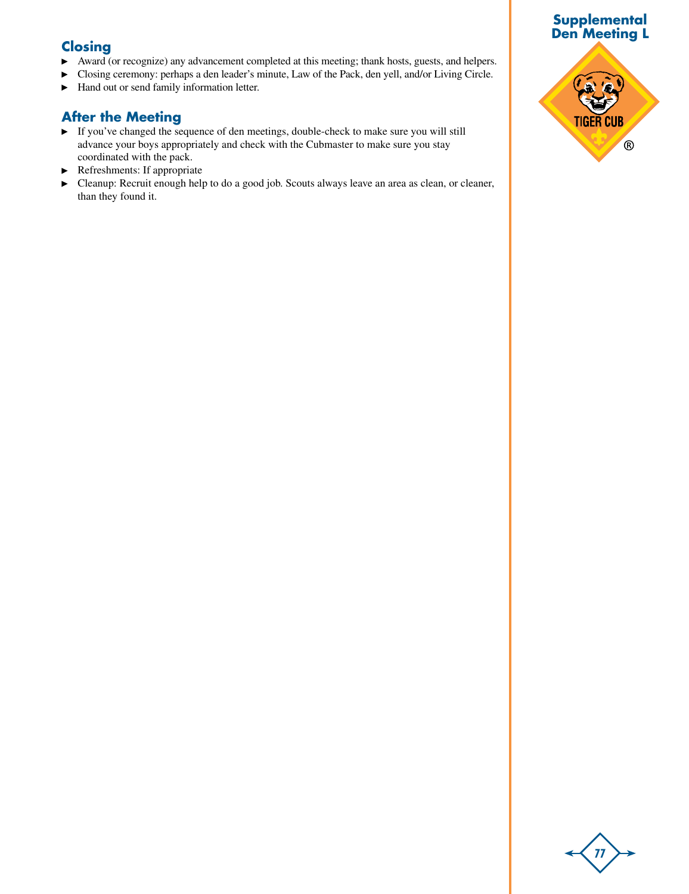## Closing

- Award (or recognize) any advancement completed at this meeting; thank hosts, guests, and helpers.
- Closing ceremony: perhaps a den leader's minute, Law of the Pack, den yell, and/or Living Circle.
- Hand out or send family information letter.

## After the Meeting

- If you've changed the sequence of den meetings, double-check to make sure you will still advance your boys appropriately and check with the Cubmaster to make sure you stay coordinated with the pack.
- Refreshments: If appropriate
- Cleanup: Recruit enough help to do a good job. Scouts always leave an area as clean, or cleaner, than they found it.